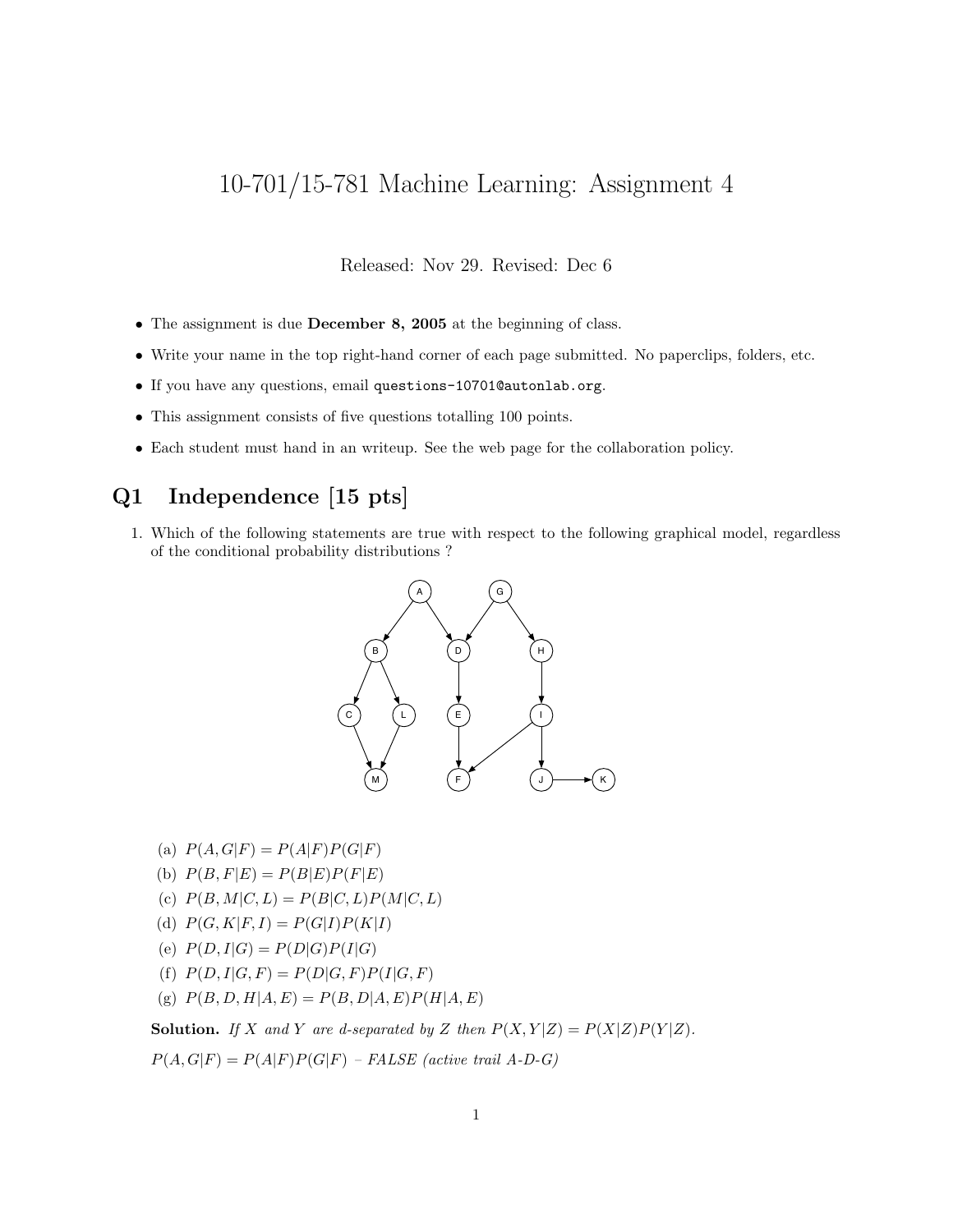# 10-701/15-781 Machine Learning: Assignment 4

Released: Nov 29. Revised: Dec 6

- The assignment is due **December 8, 2005** at the beginning of class.
- Write your name in the top right-hand corner of each page submitted. No paperclips, folders, etc.
- If you have any questions, email `questions-10701@autonlab.org`.
- This assignment consists of five questions totalling 100 points.
- Each student must hand in an writeup. See the web page for the collaboration policy.

## Q1 Independence [15 pts]

1. Which of the following statements are true with respect to the following graphical model, regardless of the conditional probability distributions ?

   (a) $P(A, G|F) = P(A|F)P(G|F)$

   (b) $P(B, F|E) = P(B|E)P(F|E)$

   (c) $P(B, M|C, L) = P(B|C, L)P(M|C, L)$

   (d) $P(G, K|F, I) = P(G|I)P(K|I)$

   (e) $P(D, I|G) = P(D|G)P(I|G)$

   (f) $P(D, I|G, F) = P(D|G, F)P(I|G, F)$

   (g) $P(B, D, H|A, E) = P(B, D|A, E)P(H|A, E)$

   **Solution.** *If $X$ and $Y$ are d-separated by $Z$ then $P(X, Y|Z) = P(X|Z)P(Y|Z)$.*

   $P(A, G|F) = P(A|F)P(G|F)$ *– FALSE (active trail A-D-G)*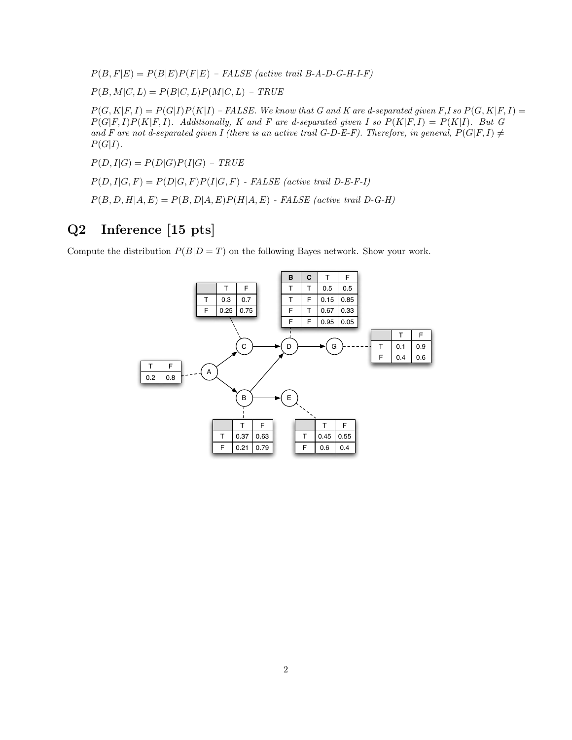$P(B, F|E) = P(B|E)P(F|E)$ – *FALSE (active trail B-A-D-G-H-I-F)*

$P(B, M|C, L) = P(B|C, L)P(M|C, L)$ – *TRUE*

$P(G, K|F, I) = P(G|I)P(K|I)$ – *FALSE. We know that G and K are d-separated given F,I so* $P(G, K|F, I) = P(G|F, I)P(K|F, I)$*. Additionally, K and F are d-separated given I so* $P(K|F, I) = P(K|I)$*. But G and F are not d-separated given I (there is an active trail G-D-E-F). Therefore, in general,* $P(G|F, I) \neq P(G|I)$*.*

$P(D, I|G) = P(D|G)P(I|G)$ – *TRUE*

$P(D, I|G, F) = P(D|G, F)P(I|G, F)$ - *FALSE (active trail D-E-F-I)*

$P(B, D, H|A, E) = P(B, D|A, E)P(H|A, E)$ - *FALSE (active trail D-G-H)*

## Q2 Inference [15 pts]

Compute the distribution $P(B|D = T)$ on the following Bayes network. Show your work.

A:

| T | F |
|---|---|
| 0.2 | 0.8 |

C (given A):

| | T | F |
|---|---|---|
| T | 0.3 | 0.7 |
| F | 0.25 | 0.75 |

B (given A):

| | T | F |
|---|---|---|
| T | 0.37 | 0.63 |
| F | 0.21 | 0.79 |

D (given B, C):

| B | C | T | F |
|---|---|---|---|
| T | T | 0.5 | 0.5 |
| T | F | 0.15 | 0.85 |
| F | T | 0.67 | 0.33 |
| F | F | 0.95 | 0.05 |

G (given D):

| | T | F |
|---|---|---|
| T | 0.1 | 0.9 |
| F | 0.4 | 0.6 |

E (given B):

| | T | F |
|---|---|---|
| T | 0.45 | 0.55 |
| F | 0.6 | 0.4 |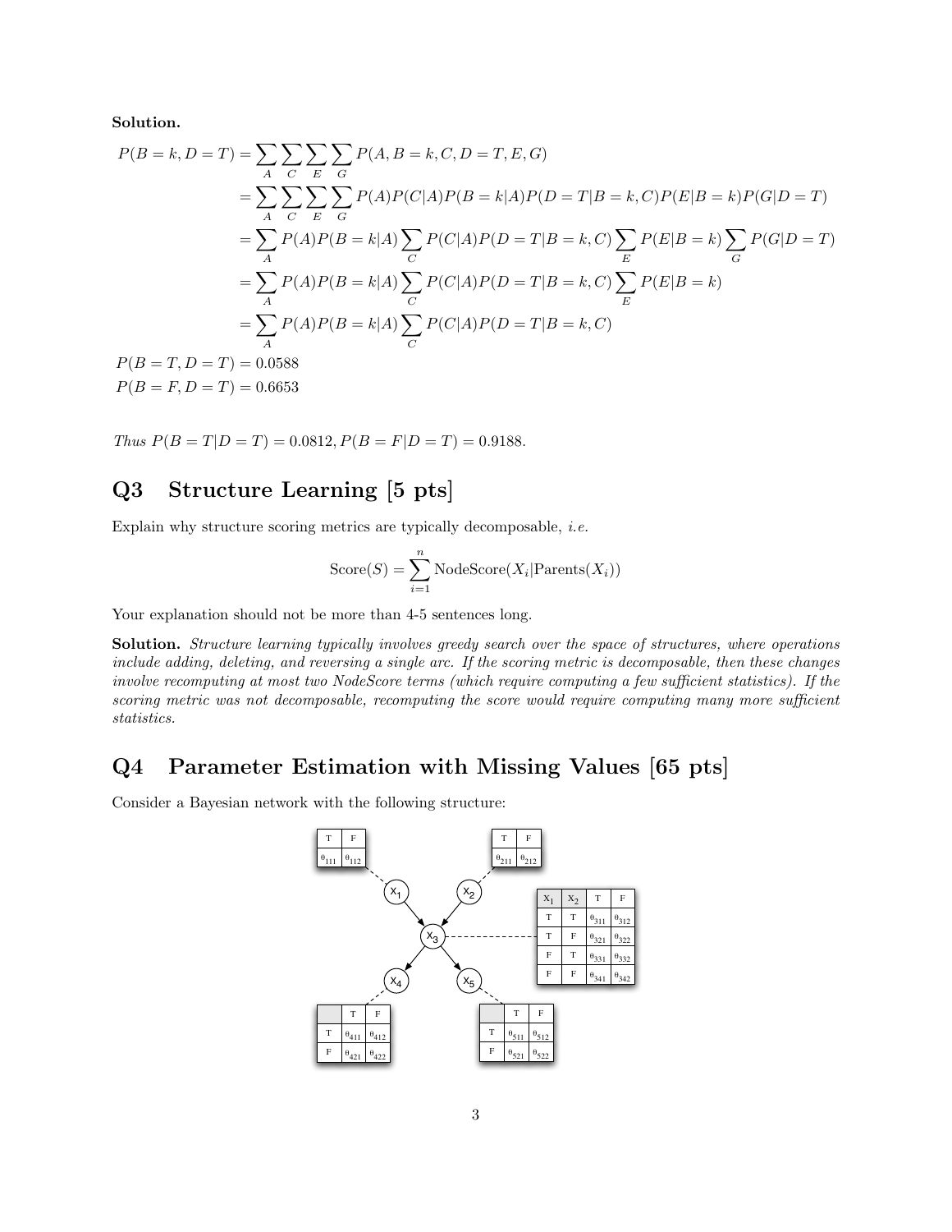**Solution.**

$$
\begin{aligned}
P(B=k, D=T) &= \sum_A \sum_C \sum_E \sum_G P(A, B=k, C, D=T, E, G) \\
&= \sum_A \sum_C \sum_E \sum_G P(A)P(C|A)P(B=k|A)P(D=T|B=k,C)P(E|B=k)P(G|D=T) \\
&= \sum_A P(A)P(B=k|A) \sum_C P(C|A)P(D=T|B=k,C) \sum_E P(E|B=k) \sum_G P(G|D=T) \\
&= \sum_A P(A)P(B=k|A) \sum_C P(C|A)P(D=T|B=k,C) \sum_E P(E|B=k) \\
&= \sum_A P(A)P(B=k|A) \sum_C P(C|A)P(D=T|B=k,C)
\end{aligned}
$$

$P(B=T, D=T) = 0.0588$

$P(B=F, D=T) = 0.6653$

*Thus* $P(B=T|D=T) = 0.0812, P(B=F|D=T) = 0.9188$.

## Q3 Structure Learning [5 pts]

Explain why structure scoring metrics are typically decomposable, *i.e.*

$$
\text{Score}(S) = \sum_{i=1}^{n} \text{NodeScore}(X_i|\text{Parents}(X_i))
$$

Your explanation should not be more than 4-5 sentences long.

**Solution.** *Structure learning typically involves greedy search over the space of structures, where operations include adding, deleting, and reversing a single arc. If the scoring metric is decomposable, then these changes involve recomputing at most two NodeScore terms (which require computing a few sufficient statistics). If the scoring metric was not decomposable, recomputing the score would require computing many more sufficient statistics.*

## Q4 Parameter Estimation with Missing Values [65 pts]

Consider a Bayesian network with the following structure:

Network structure: $X_1 \rightarrow X_3$, $X_2 \rightarrow X_3$, $X_3 \rightarrow X_4$, $X_3 \rightarrow X_5$.

$X_1$:

| T | F |
|---|---|
| $\theta_{111}$ | $\theta_{112}$ |

$X_2$:

| T | F |
|---|---|
| $\theta_{211}$ | $\theta_{212}$ |

$X_3$:

| $X_1$ | $X_2$ | T | F |
|---|---|---|---|
| T | T | $\theta_{311}$ | $\theta_{312}$ |
| T | F | $\theta_{321}$ | $\theta_{322}$ |
| F | T | $\theta_{331}$ | $\theta_{332}$ |
| F | F | $\theta_{341}$ | $\theta_{342}$ |

$X_4$:

| | T | F |
|---|---|---|
| T | $\theta_{411}$ | $\theta_{412}$ |
| F | $\theta_{421}$ | $\theta_{422}$ |

$X_5$:

| | T | F |
|---|---|---|
| T | $\theta_{511}$ | $\theta_{512}$ |
| F | $\theta_{521}$ | $\theta_{522}$ |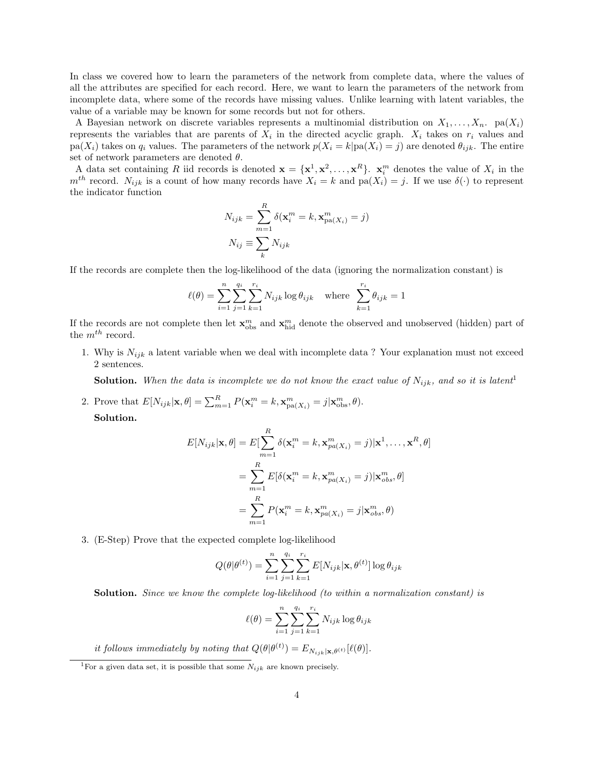In class we covered how to learn the parameters of the network from complete data, where the values of all the attributes are specified for each record. Here, we want to learn the parameters of the network from incomplete data, where some of the records have missing values. Unlike learning with latent variables, the value of a variable may be known for some records but not for others.

A Bayesian network on discrete variables represents a multinomial distribution on $X_1, \ldots, X_n$. $\text{pa}(X_i)$ represents the variables that are parents of $X_i$ in the directed acyclic graph. $X_i$ takes on $r_i$ values and $\text{pa}(X_i)$ takes on $q_i$ values. The parameters of the network $p(X_i = k|\text{pa}(X_i) = j)$ are denoted $\theta_{ijk}$. The entire set of network parameters are denoted $\theta$.

A data set containing $R$ iid records is denoted $\mathbf{x} = \{\mathbf{x}^1, \mathbf{x}^2, \ldots, \mathbf{x}^R\}$. $\mathbf{x}_i^m$ denotes the value of $X_i$ in the $m^{th}$ record. $N_{ijk}$ is a count of how many records have $X_i = k$ and $\text{pa}(X_i) = j$. If we use $\delta(\cdot)$ to represent the indicator function

$$N_{ijk} = \sum_{m=1}^{R} \delta(\mathbf{x}_i^m = k, \mathbf{x}_{\text{pa}(X_i)}^m = j)$$

$$N_{ij} \equiv \sum_{k} N_{ijk}$$

If the records are complete then the log-likelihood of the data (ignoring the normalization constant) is

$$\ell(\theta) = \sum_{i=1}^{n} \sum_{j=1}^{q_i} \sum_{k=1}^{r_i} N_{ijk} \log \theta_{ijk} \quad \text{where} \quad \sum_{k=1}^{r_i} \theta_{ijk} = 1$$

If the records are not complete then let $\mathbf{x}_{\text{obs}}^m$ and $\mathbf{x}_{\text{hid}}^m$ denote the observed and unobserved (hidden) part of the $m^{th}$ record.

1. Why is $N_{ijk}$ a latent variable when we deal with incomplete data ? Your explanation must not exceed 2 sentences.

   **Solution.** *When the data is incomplete we do not know the exact value of $N_{ijk}$, and so it is latent*[1]

2. Prove that $E[N_{ijk}|\mathbf{x}, \theta] = \sum_{m=1}^{R} P(\mathbf{x}_i^m = k, \mathbf{x}_{\text{pa}(X_i)}^m = j|\mathbf{x}_{\text{obs}}^m, \theta)$.

   **Solution.**

$$\begin{aligned} E[N_{ijk}|\mathbf{x}, \theta] &= E[\sum_{m=1}^{R} \delta(\mathbf{x}_i^m = k, \mathbf{x}_{pa(X_i)}^m = j)|\mathbf{x}^1, \ldots, \mathbf{x}^R, \theta] \\ &= \sum_{m=1}^{R} E[\delta(\mathbf{x}_i^m = k, \mathbf{x}_{pa(X_i)}^m = j)|\mathbf{x}_{obs}^m, \theta] \\ &= \sum_{m=1}^{R} P(\mathbf{x}_i^m = k, \mathbf{x}_{pa(X_i)}^m = j|\mathbf{x}_{obs}^m, \theta) \end{aligned}$$

3. (E-Step) Prove that the expected complete log-likelihood

$$Q(\theta|\theta^{(t)}) = \sum_{i=1}^{n} \sum_{j=1}^{q_i} \sum_{k=1}^{r_i} E[N_{ijk}|\mathbf{x}, \theta^{(t)}] \log \theta_{ijk}$$

   **Solution.** *Since we know the complete log-likelihood (to within a normalization constant) is*

$$\ell(\theta) = \sum_{i=1}^{n} \sum_{j=1}^{q_i} \sum_{k=1}^{r_i} N_{ijk} \log \theta_{ijk}$$

   *it follows immediately by noting that $Q(\theta|\theta^{(t)}) = E_{N_{ijk}|\mathbf{x}, \theta^{(t)}}[\ell(\theta)]$.*

[1] For a given data set, it is possible that some $N_{ijk}$ are known precisely.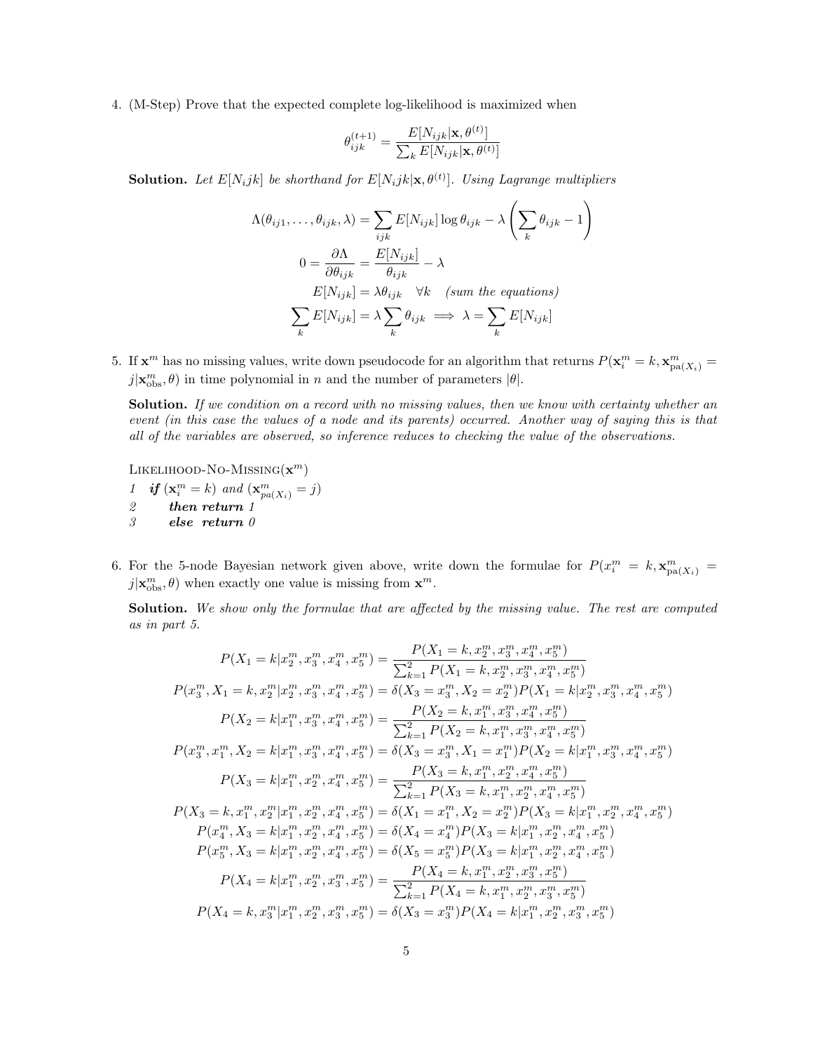4. (M-Step) Prove that the expected complete log-likelihood is maximized when

$$\theta_{ijk}^{(t+1)} = \frac{E[N_{ijk}|\mathbf{x}, \theta^{(t)}]}{\sum_k E[N_{ijk}|\mathbf{x}, \theta^{(t)}]}$$

**Solution.** *Let $E[N_ijk]$ be shorthand for $E[N_ijk|\mathbf{x}, \theta^{(t)}]$. Using Lagrange multipliers*

$$\Lambda(\theta_{ij1}, \ldots, \theta_{ijk}, \lambda) = \sum_{ijk} E[N_{ijk}] \log \theta_{ijk} - \lambda \left( \sum_k \theta_{ijk} - 1 \right)$$

$$0 = \frac{\partial \Lambda}{\partial \theta_{ijk}} = \frac{E[N_{ijk}]}{\theta_{ijk}} - \lambda$$

$$E[N_{ijk}] = \lambda \theta_{ijk} \quad \forall k \quad \textit{(sum the equations)}$$

$$\sum_k E[N_{ijk}] = \lambda \sum_k \theta_{ijk} \implies \lambda = \sum_k E[N_{ijk}]$$

5. If $\mathbf{x}^m$ has no missing values, write down pseudocode for an algorithm that returns $P(\mathbf{x}_i^m = k, \mathbf{x}_{\mathrm{pa}(X_i)}^m = j|\mathbf{x}_{\mathrm{obs}}^m, \theta)$ in time polynomial in $n$ and the number of parameters $|\theta|$.

**Solution.** *If we condition on a record with no missing values, then we know with certainty whether an event (in this case the values of a node and its parents) occurred. Another way of saying this is that all of the variables are observed, so inference reduces to checking the value of the observations.*

```
LIKELIHOOD-NO-MISSING(x^m)
1  if (x_i^m = k) and (x^m_pa(X_i) = j)
2      then return 1
3      else return 0
```

6. For the 5-node Bayesian network given above, write down the formulae for $P(x_i^m = k, \mathbf{x}_{\mathrm{pa}(X_i)}^m = j|\mathbf{x}_{\mathrm{obs}}^m, \theta)$ when exactly one value is missing from $\mathbf{x}^m$.

**Solution.** *We show only the formulae that are affected by the missing value. The rest are computed as in part 5.*

$$P(X_1 = k|x_2^m, x_3^m, x_4^m, x_5^m) = \frac{P(X_1 = k, x_2^m, x_3^m, x_4^m, x_5^m)}{\sum_{k=1}^2 P(X_1 = k, x_2^m, x_3^m, x_4^m, x_5^m)}$$

$$P(x_3^m, X_1 = k, x_2^m|x_2^m, x_3^m, x_4^m, x_5^m) = \delta(X_3 = x_3^m, X_2 = x_2^m) P(X_1 = k|x_2^m, x_3^m, x_4^m, x_5^m)$$

$$P(X_2 = k|x_1^m, x_3^m, x_4^m, x_5^m) = \frac{P(X_2 = k, x_1^m, x_3^m, x_4^m, x_5^m)}{\sum_{k=1}^2 P(X_2 = k, x_1^m, x_3^m, x_4^m, x_5^m)}$$

$$P(x_3^m, x_1^m, X_2 = k|x_1^m, x_3^m, x_4^m, x_5^m) = \delta(X_3 = x_3^m, X_1 = x_1^m) P(X_2 = k|x_1^m, x_3^m, x_4^m, x_5^m)$$

$$P(X_3 = k|x_1^m, x_2^m, x_4^m, x_5^m) = \frac{P(X_3 = k, x_1^m, x_2^m, x_4^m, x_5^m)}{\sum_{k=1}^2 P(X_3 = k, x_1^m, x_2^m, x_4^m, x_5^m)}$$

$$P(X_3 = k, x_1^m, x_2^m|x_1^m, x_2^m, x_4^m, x_5^m) = \delta(X_1 = x_1^m, X_2 = x_2^m) P(X_3 = k|x_1^m, x_2^m, x_4^m, x_5^m)$$

$$P(x_4^m, X_3 = k|x_1^m, x_2^m, x_4^m, x_5^m) = \delta(X_4 = x_4^m) P(X_3 = k|x_1^m, x_2^m, x_4^m, x_5^m)$$

$$P(x_5^m, X_3 = k|x_1^m, x_2^m, x_4^m, x_5^m) = \delta(X_5 = x_5^m) P(X_3 = k|x_1^m, x_2^m, x_4^m, x_5^m)$$

$$P(X_4 = k|x_1^m, x_2^m, x_3^m, x_5^m) = \frac{P(X_4 = k, x_1^m, x_2^m, x_3^m, x_5^m)}{\sum_{k=1}^2 P(X_4 = k, x_1^m, x_2^m, x_3^m, x_5^m)}$$

$$P(X_4 = k, x_3^m|x_1^m, x_2^m, x_3^m, x_5^m) = \delta(X_3 = x_3^m) P(X_4 = k|x_1^m, x_2^m, x_3^m, x_5^m)$$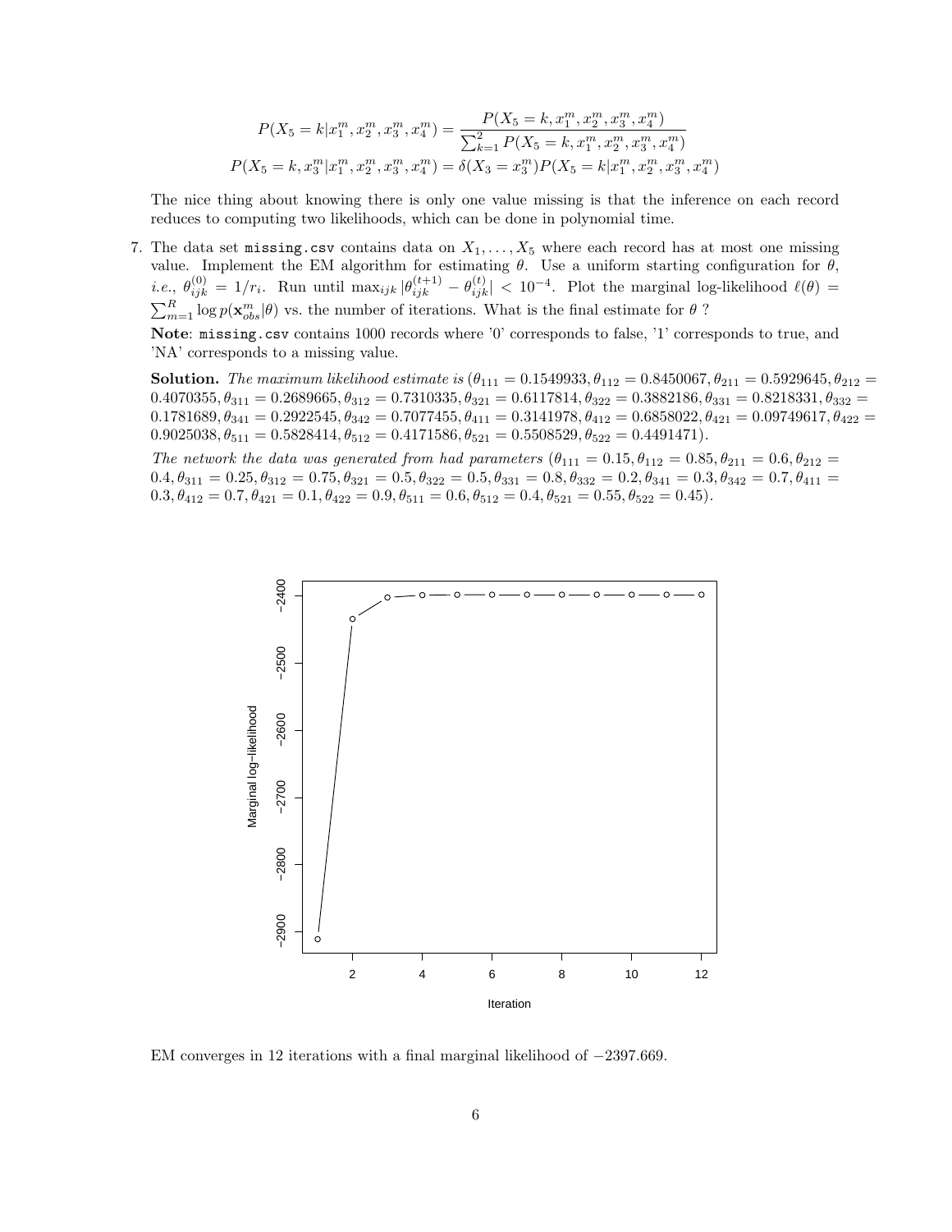$$P(X_5 = k|x_1^m, x_2^m, x_3^m, x_4^m) = \frac{P(X_5 = k, x_1^m, x_2^m, x_3^m, x_4^m)}{\sum_{k=1}^{2} P(X_5 = k, x_1^m, x_2^m, x_3^m, x_4^m)}$$

$$P(X_5 = k, x_3^m|x_1^m, x_2^m, x_3^m, x_4^m) = \delta(X_3 = x_3^m)P(X_5 = k|x_1^m, x_2^m, x_3^m, x_4^m)$$

The nice thing about knowing there is only one value missing is that the inference on each record reduces to computing two likelihoods, which can be done in polynomial time.

7. The data set `missing.csv` contains data on $X_1, \ldots, X_5$ where each record has at most one missing value. Implement the EM algorithm for estimating $\theta$. Use a uniform starting configuration for $\theta$, *i.e.*, $\theta_{ijk}^{(0)} = 1/r_i$. Run until $\max_{ijk} |\theta_{ijk}^{(t+1)} - \theta_{ijk}^{(t)}| < 10^{-4}$. Plot the marginal log-likelihood $\ell(\theta) = \sum_{m=1}^{R} \log p(\mathbf{x}_{obs}^m|\theta)$ vs. the number of iterations. What is the final estimate for $\theta$ ?

   **Note**: `missing.csv` contains 1000 records where '0' corresponds to false, '1' corresponds to true, and 'NA' corresponds to a missing value.

   **Solution.** *The maximum likelihood estimate is* ($\theta_{111} = 0.1549933, \theta_{112} = 0.8450067, \theta_{211} = 0.5929645, \theta_{212} = 0.4070355, \theta_{311} = 0.2689665, \theta_{312} = 0.7310335, \theta_{321} = 0.6117814, \theta_{322} = 0.3882186, \theta_{331} = 0.8218331, \theta_{332} = 0.1781689, \theta_{341} = 0.2922545, \theta_{342} = 0.7077455, \theta_{411} = 0.3141978, \theta_{412} = 0.6858022, \theta_{421} = 0.09749617, \theta_{422} = 0.9025038, \theta_{511} = 0.5828414, \theta_{512} = 0.4171586, \theta_{521} = 0.5508529, \theta_{522} = 0.4491471$).

   *The network the data was generated from had parameters* ($\theta_{111} = 0.15, \theta_{112} = 0.85, \theta_{211} = 0.6, \theta_{212} = 0.4, \theta_{311} = 0.25, \theta_{312} = 0.75, \theta_{321} = 0.5, \theta_{322} = 0.5, \theta_{331} = 0.8, \theta_{332} = 0.2, \theta_{341} = 0.3, \theta_{342} = 0.7, \theta_{411} = 0.3, \theta_{412} = 0.7, \theta_{421} = 0.1, \theta_{422} = 0.9, \theta_{511} = 0.6, \theta_{512} = 0.4, \theta_{521} = 0.55, \theta_{522} = 0.45$).

Marginal log−likelihood

−2400
−2500
−2600
−2700
−2800
−2900

2
4
6
8
10
12

Iteration

EM converges in 12 iterations with a final marginal likelihood of −2397.669.